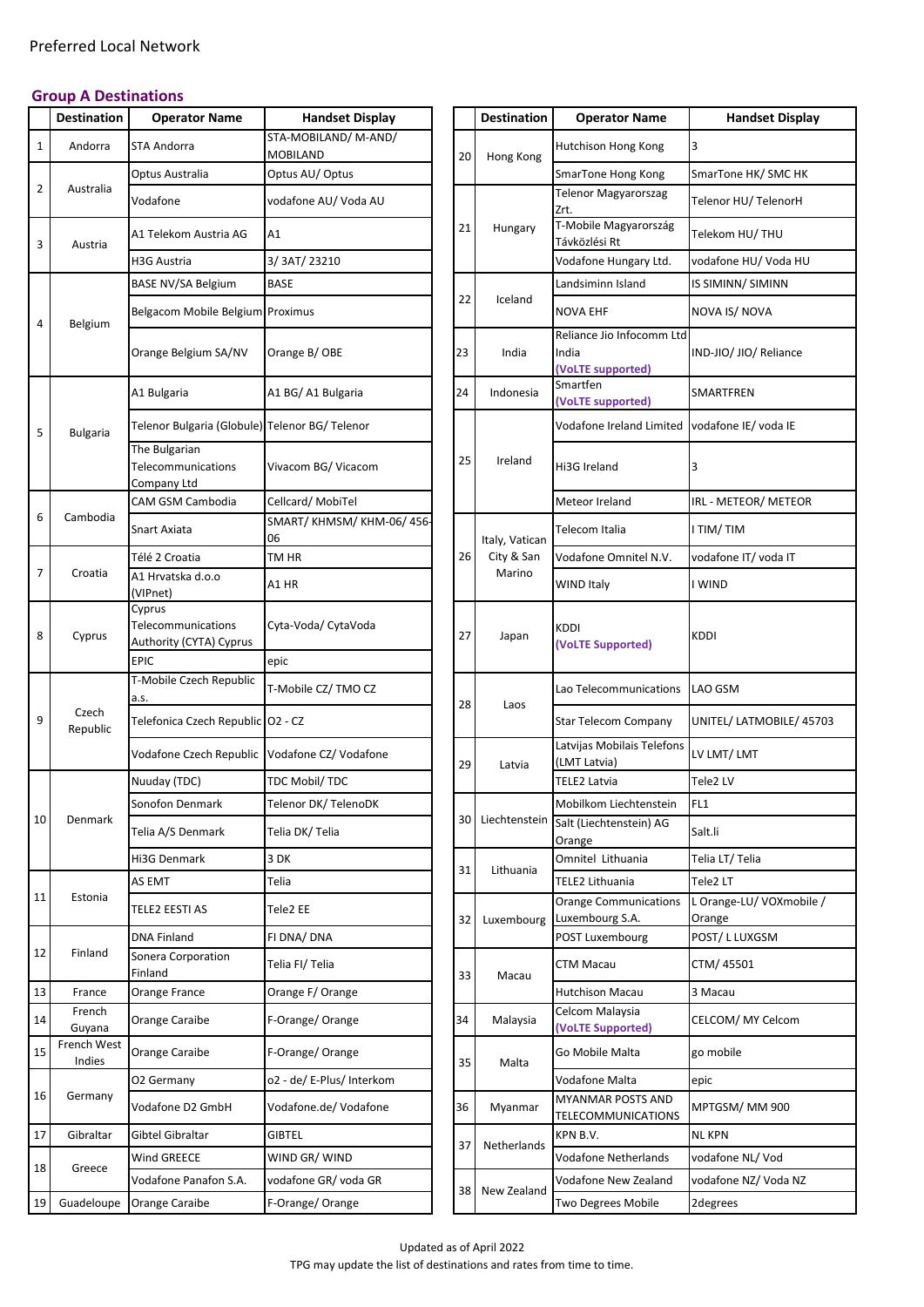Preferred Local Network

## Group A Destinations

| | Destination | Operator Name | Handset Display |
|---|---|---|---|
| 1 | Andorra | STA Andorra | STA-MOBILAND/ M-AND/ MOBILAND |
| 2 | Australia | Optus Australia | Optus AU/ Optus |
| | | Vodafone | vodafone AU/ Voda AU |
| 3 | Austria | A1 Telekom Austria AG | A1 |
| | | H3G Austria | 3/ 3AT/ 23210 |
| 4 | Belgium | BASE NV/SA Belgium | BASE |
| | | Belgacom Mobile Belgium | Proximus |
| | | Orange Belgium SA/NV | Orange B/ OBE |
| 5 | Bulgaria | A1 Bulgaria | A1 BG/ A1 Bulgaria |
| | | Telenor Bulgaria (Globule) | Telenor BG/ Telenor |
| | | The Bulgarian Telecommunications Company Ltd | Vivacom BG/ Vicacom |
| 6 | Cambodia | CAM GSM Cambodia | Cellcard/ MobiTel |
| | | Snart Axiata | SMART/ KHMSM/ KHM-06/ 456-06 |
| 7 | Croatia | Télé 2 Croatia | TM HR |
| | | A1 Hrvatska d.o.o (VIPnet) | A1 HR |
| 8 | Cyprus | Cyprus Telecommunications Authority (CYTA) Cyprus | Cyta-Voda/ CytaVoda |
| | | EPIC | epic |
| 9 | Czech Republic | T-Mobile Czech Republic a.s. | T-Mobile CZ/ TMO CZ |
| | | Telefonica Czech Republic | O2 - CZ |
| | | Vodafone Czech Republic | Vodafone CZ/ Vodafone |
| 10 | Denmark | Nuuday (TDC) | TDC Mobil/ TDC |
| | | Sonofon Denmark | Telenor DK/ TelenoDK |
| | | Telia A/S Denmark | Telia DK/ Telia |
| | | Hi3G Denmark | 3 DK |
| 11 | Estonia | AS EMT | Telia |
| | | TELE2 EESTI AS | Tele2 EE |
| 12 | Finland | DNA Finland | FI DNA/ DNA |
| | | Sonera Corporation Finland | Telia FI/ Telia |
| 13 | France | Orange France | Orange F/ Orange |
| 14 | French Guyana | Orange Caraibe | F-Orange/ Orange |
| 15 | French West Indies | Orange Caraibe | F-Orange/ Orange |
| 16 | Germany | O2 Germany | o2 - de/ E-Plus/ Interkom |
| | | Vodafone D2 GmbH | Vodafone.de/ Vodafone |
| 17 | Gibraltar | Gibtel Gibraltar | GIBTEL |
| 18 | Greece | Wind GREECE | WIND GR/ WIND |
| | | Vodafone Panafon S.A. | vodafone GR/ voda GR |
| 19 | Guadeloupe | Orange Caraibe | F-Orange/ Orange |
| 20 | Hong Kong | Hutchison Hong Kong | 3 |
| | | SmarTone Hong Kong | SmarTone HK/ SMC HK |
| 21 | Hungary | Telenor Magyarorszag Zrt. | Telenor HU/ TelenorH |
| | | T-Mobile Magyarország Távközlési Rt | Telekom HU/ THU |
| | | Vodafone Hungary Ltd. | vodafone HU/ Voda HU |
| 22 | Iceland | Landsiminn Island | IS SIMINN/ SIMINN |
| | | NOVA EHF | NOVA IS/ NOVA |
| 23 | India | Reliance Jio Infocomm Ltd India **(VoLTE supported)** | IND-JIO/ JIO/ Reliance |
| 24 | Indonesia | Smartfen **(VoLTE supported)** | SMARTFREN |
| 25 | Ireland | Vodafone Ireland Limited | vodafone IE/ voda IE |
| | | Hi3G Ireland | 3 |
| | | Meteor Ireland | IRL - METEOR/ METEOR |
| 26 | Italy, Vatican City & San Marino | Telecom Italia | I TIM/ TIM |
| | | Vodafone Omnitel N.V. | vodafone IT/ voda IT |
| | | WIND Italy | I WIND |
| 27 | Japan | KDDI **(VoLTE Supported)** | KDDI |
| 28 | Laos | Lao Telecommunications | LAO GSM |
| | | Star Telecom Company | UNITEL/ LATMOBILE/ 45703 |
| 29 | Latvia | Latvijas Mobilais Telefons (LMT Latvia) | LV LMT/ LMT |
| | | TELE2 Latvia | Tele2 LV |
| 30 | Liechtenstein | Mobilkom Liechtenstein | FL1 |
| | | Salt (Liechtenstein) AG Orange | Salt.li |
| 31 | Lithuania | Omnitel Lithuania | Telia LT/ Telia |
| | | TELE2 Lithuania | Tele2 LT |
| 32 | Luxembourg | Orange Communications Luxembourg S.A. | L Orange-LU/ VOXmobile / Orange |
| | | POST Luxembourg | POST/ L LUXGSM |
| 33 | Macau | CTM Macau | CTM/ 45501 |
| | | Hutchison Macau | 3 Macau |
| 34 | Malaysia | Celcom Malaysia **(VoLTE Supported)** | CELCOM/ MY Celcom |
| 35 | Malta | Go Mobile Malta | go mobile |
| | | Vodafone Malta | epic |
| 36 | Myanmar | MYANMAR POSTS AND TELECOMMUNICATIONS | MPTGSM/ MM 900 |
| 37 | Netherlands | KPN B.V. | NL KPN |
| | | Vodafone Netherlands | vodafone NL/ Vod |
| 38 | New Zealand | Vodafone New Zealand | vodafone NZ/ Voda NZ |
| | | Two Degrees Mobile | 2degrees |

Updated as of April 2022

TPG may update the list of destinations and rates from time to time.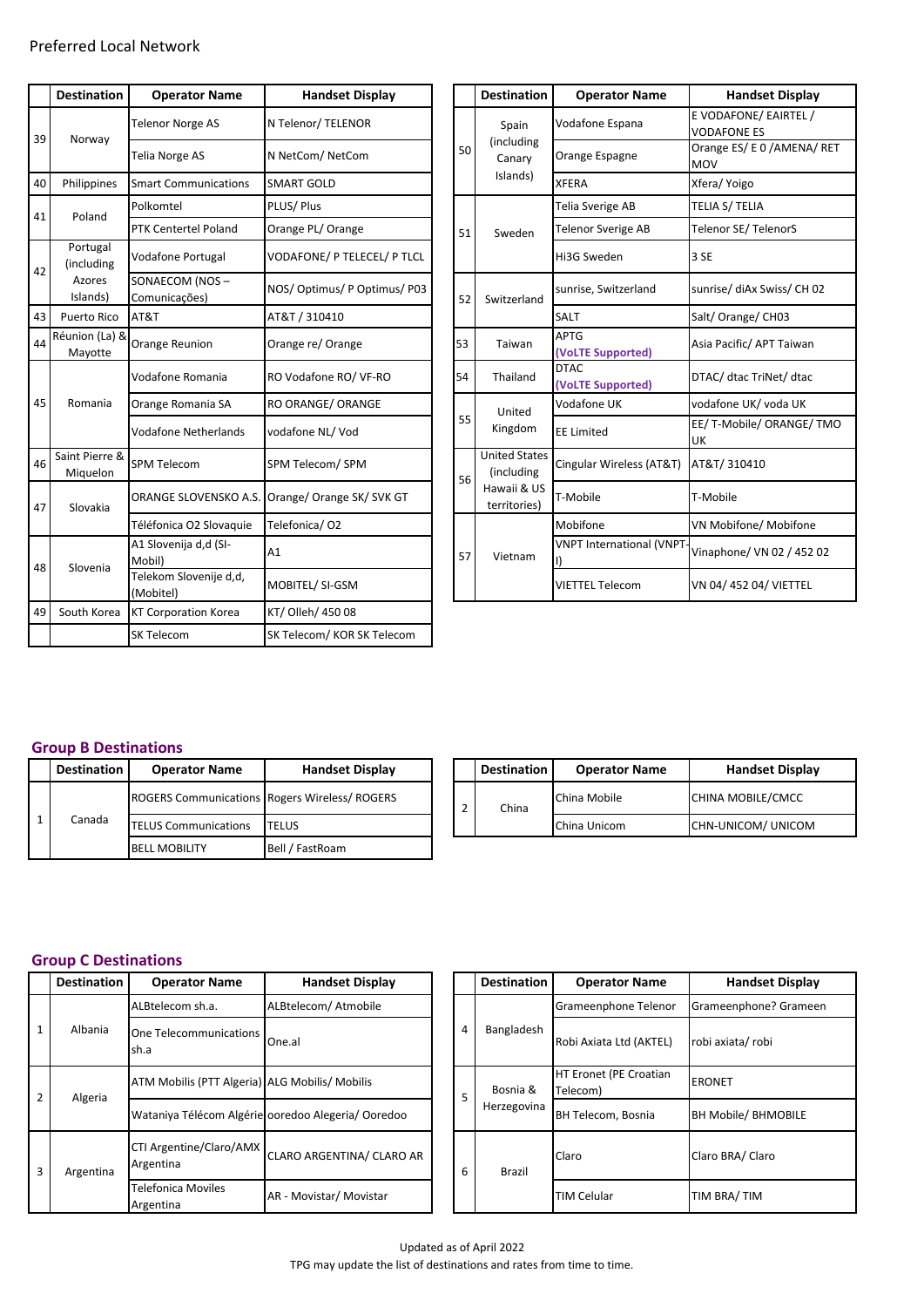Preferred Local Network

| | Destination | Operator Name | Handset Display |
|---|---|---|---|
| 39 | Norway | Telenor Norge AS | N Telenor/ TELENOR |
| | | Telia Norge AS | N NetCom/ NetCom |
| 40 | Philippines | Smart Communications | SMART GOLD |
| 41 | Poland | Polkomtel | PLUS/ Plus |
| | | PTK Centertel Poland | Orange PL/ Orange |
| 42 | Portugal (including Azores Islands) | Vodafone Portugal | VODAFONE/ P TELECEL/ P TLCL |
| | | SONAECOM (NOS – Comunicações) | NOS/ Optimus/ P Optimus/ P03 |
| 43 | Puerto Rico | AT&T | AT&T / 310410 |
| 44 | Réunion (La) & Mayotte | Orange Reunion | Orange re/ Orange |
| 45 | Romania | Vodafone Romania | RO Vodafone RO/ VF-RO |
| | | Orange Romania SA | RO ORANGE/ ORANGE |
| | | Vodafone Netherlands | vodafone NL/ Vod |
| 46 | Saint Pierre & Miquelon | SPM Telecom | SPM Telecom/ SPM |
| 47 | Slovakia | ORANGE SLOVENSKO A.S. | Orange/ Orange SK/ SVK GT |
| | | Téléfonica O2 Slovaquie | Telefonica/ O2 |
| 48 | Slovenia | A1 Slovenija d,d (SI-Mobil) | A1 |
| | | Telekom Slovenije d,d, (Mobitel) | MOBITEL/ SI-GSM |
| 49 | South Korea | KT Corporation Korea | KT/ Olleh/ 450 08 |
| | | SK Telecom | SK Telecom/ KOR SK Telecom |

| | Destination | Operator Name | Handset Display |
|---|---|---|---|
| 50 | Spain (including Canary Islands) | Vodafone Espana | E VODAFONE/ EAIRTEL / VODAFONE ES |
| | | Orange Espagne | Orange ES/ E 0 /AMENA/ RET MOV |
| | | XFERA | Xfera/ Yoigo |
| 51 | Sweden | Telia Sverige AB | TELIA S/ TELIA |
| | | Telenor Sverige AB | Telenor SE/ TelenorS |
| | | Hi3G Sweden | 3 SE |
| 52 | Switzerland | sunrise, Switzerland | sunrise/ diAx Swiss/ CH 02 |
| | | SALT | Salt/ Orange/ CH03 |
| 53 | Taiwan | APTG (VoLTE Supported) | Asia Pacific/ APT Taiwan |
| 54 | Thailand | DTAC (VoLTE Supported) | DTAC/ dtac TriNet/ dtac |
| 55 | United Kingdom | Vodafone UK | vodafone UK/ voda UK |
| | | EE Limited | EE/ T-Mobile/ ORANGE/ TMO UK |
| 56 | United States (including Hawaii & US territories) | Cingular Wireless (AT&T) | AT&T/ 310410 |
| | | T-Mobile | T-Mobile |
| 57 | Vietnam | Mobifone | VN Mobifone/ Mobifone |
| | | VNPT International (VNPT-I) | Vinaphone/ VN 02 / 452 02 |
| | | VIETTEL Telecom | VN 04/ 452 04/ VIETTEL |

## Group B Destinations

| | Destination | Operator Name | Handset Display |
|---|---|---|---|
| 1 | Canada | ROGERS Communications | Rogers Wireless/ ROGERS |
| | | TELUS Communications | TELUS |
| | | BELL MOBILITY | Bell / FastRoam |
| 2 | China | China Mobile | CHINA MOBILE/CMCC |
| | | China Unicom | CHN-UNICOM/ UNICOM |

## Group C Destinations

| | Destination | Operator Name | Handset Display |
|---|---|---|---|
| 1 | Albania | ALBtelecom sh.a. | ALBtelecom/ Atmobile |
| | | One Telecommunications sh.a | One.al |
| 2 | Algeria | ATM Mobilis (PTT Algeria) | ALG Mobilis/ Mobilis |
| | | Wataniya Télécom Algérie | ooredoo Alegeria/ Ooredoo |
| 3 | Argentina | CTI Argentine/Claro/AMX Argentina | CLARO ARGENTINA/ CLARO AR |
| | | Telefonica Moviles Argentina | AR - Movistar/ Movistar |
| 4 | Bangladesh | Grameenphone Telenor | Grameenphone? Grameen |
| | | Robi Axiata Ltd (AKTEL) | robi axiata/ robi |
| 5 | Bosnia & Herzegovina | HT Eronet (PE Croatian Telecom) | ERONET |
| | | BH Telecom, Bosnia | BH Mobile/ BHMOBILE |
| 6 | Brazil | Claro | Claro BRA/ Claro |
| | | TIM Celular | TIM BRA/ TIM |

Updated as of April 2022

TPG may update the list of destinations and rates from time to time.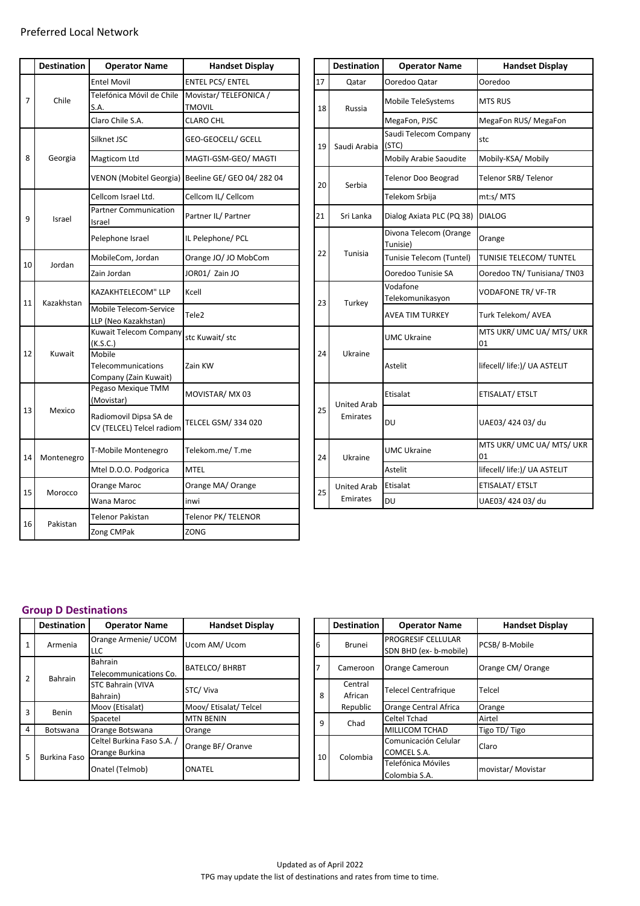Preferred Local Network

| | Destination | Operator Name | Handset Display |
|---|---|---|---|
| 7 | Chile | Entel Movil | ENTEL PCS/ ENTEL |
| | | Telefónica Móvil de Chile S.A. | Movistar/ TELEFONICA / TMOVIL |
| | | Claro Chile S.A. | CLARO CHL |
| 8 | Georgia | Silknet JSC | GEO-GEOCELL/ GCELL |
| | | Magticom Ltd | MAGTI-GSM-GEO/ MAGTI |
| | | VENON (Mobitel Georgia) | Beeline GE/ GEO 04/ 282 04 |
| 9 | Israel | Cellcom Israel Ltd. | Cellcom IL/ Cellcom |
| | | Partner Communication Israel | Partner IL/ Partner |
| | | Pelephone Israel | IL Pelephone/ PCL |
| 10 | Jordan | MobileCom, Jordan | Orange JO/ JO MobCom |
| | | Zain Jordan | JOR01/ Zain JO |
| 11 | Kazakhstan | KAZAKHTELECOM" LLP | Kcell |
| | | Mobile Telecom-Service LLP (Neo Kazakhstan) | Tele2 |
| 12 | Kuwait | Kuwait Telecom Company (K.S.C.) | stc Kuwait/ stc |
| | | Mobile Telecommunications Company (Zain Kuwait) | Zain KW |
| 13 | Mexico | Pegaso Mexique TMM (Movistar) | MOVISTAR/ MX 03 |
| | | Radiomovil Dipsa SA de CV (TELCEL) Telcel radiom | TELCEL GSM/ 334 020 |
| 14 | Montenegro | T-Mobile Montenegro | Telekom.me/ T.me |
| | | Mtel D.O.O. Podgorica | MTEL |
| 15 | Morocco | Orange Maroc | Orange MA/ Orange |
| | | Wana Maroc | inwi |
| 16 | Pakistan | Telenor Pakistan | Telenor PK/ TELENOR |
| | | Zong CMPak | ZONG |
| 17 | Qatar | Ooredoo Qatar | Ooredoo |
| 18 | Russia | Mobile TeleSystems | MTS RUS |
| | | MegaFon, PJSC | MegaFon RUS/ MegaFon |
| 19 | Saudi Arabia | Saudi Telecom Company (STC) | stc |
| | | Mobily Arabie Saoudite | Mobily-KSA/ Mobily |
| 20 | Serbia | Telenor Doo Beograd | Telenor SRB/ Telenor |
| | | Telekom Srbija | mt:s/ MTS |
| 21 | Sri Lanka | Dialog Axiata PLC (PQ 38) | DIALOG |
| 22 | Tunisia | Divona Telecom (Orange Tunisie) | Orange |
| | | Tunisie Telecom (Tuntel) | TUNISIE TELECOM/ TUNTEL |
| | | Ooredoo Tunisie SA | Ooredoo TN/ Tunisiana/ TN03 |
| 23 | Turkey | Vodafone Telekomunikasyon | VODAFONE TR/ VF-TR |
| | | AVEA TIM TURKEY | Turk Telekom/ AVEA |
| 24 | Ukraine | UMC Ukraine | MTS UKR/ UMC UA/ MTS/ UKR 01 |
| | | Astelit | lifecell/ life:)/ UA ASTELIT |
| 25 | United Arab Emirates | Etisalat | ETISALAT/ ETSLT |
| | | DU | UAE03/ 424 03/ du |
| 24 | Ukraine | UMC Ukraine | MTS UKR/ UMC UA/ MTS/ UKR 01 |
| | | Astelit | lifecell/ life:)/ UA ASTELIT |
| 25 | United Arab Emirates | Etisalat | ETISALAT/ ETSLT |
| | | DU | UAE03/ 424 03/ du |

## Group D Destinations

| | Destination | Operator Name | Handset Display |
|---|---|---|---|
| 1 | Armenia | Orange Armenie/ UCOM LLC | Ucom AM/ Ucom |
| 2 | Bahrain | Bahrain Telecommunications Co. | BATELCO/ BHRBT |
| | | STC Bahrain (VIVA Bahrain) | STC/ Viva |
| 3 | Benin | Moov (Etisalat) | Moov/ Etisalat/ Telcel |
| | | Spacetel | MTN BENIN |
| 4 | Botswana | Orange Botswana | Orange |
| 5 | Burkina Faso | Celtel Burkina Faso S.A. / Orange Burkina | Orange BF/ Oranve |
| | | Onatel (Telmob) | ONATEL |
| 6 | Brunei | PROGRESIF CELLULAR SDN BHD (ex- b-mobile) | PCSB/ B-Mobile |
| 7 | Cameroon | Orange Cameroun | Orange CM/ Orange |
| 8 | Central African Republic | Telecel Centrafrique | Telcel |
| | | Orange Central Africa | Orange |
| 9 | Chad | Celtel Tchad | Airtel |
| | | MILLICOM TCHAD | Tigo TD/ Tigo |
| 10 | Colombia | Comunicación Celular COMCEL S.A. | Claro |
| | | Telefónica Móviles Colombia S.A. | movistar/ Movistar |

Updated as of April 2022

TPG may update the list of destinations and rates from time to time.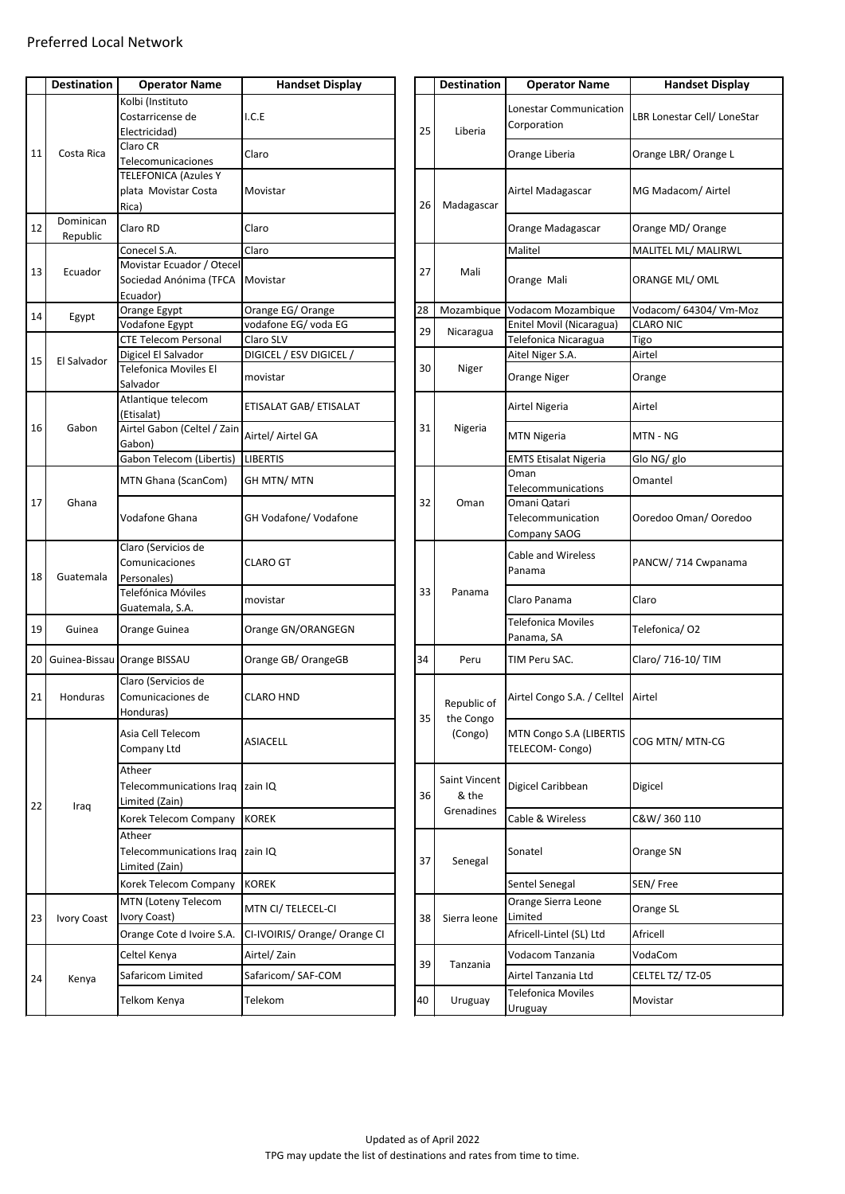# Preferred Local Network

| | Destination | Operator Name | Handset Display |
|---|---|---|---|
| 11 | Costa Rica | Kolbi (Instituto Costarricense de Electricidad) | I.C.E |
| | | Claro CR Telecomunicaciones | Claro |
| | | TELEFONICA (Azules Y plata Movistar Costa Rica) | Movistar |
| 12 | Dominican Republic | Claro RD | Claro |
| 13 | Ecuador | Conecel S.A. | Claro |
| | | Movistar Ecuador / Otecel Sociedad Anónima (TFCA Ecuador) | Movistar |
| 14 | Egypt | Orange Egypt | Orange EG/ Orange |
| | | Vodafone Egypt | vodafone EG/ voda EG |
| 15 | El Salvador | CTE Telecom Personal | Claro SLV |
| | | Digicel El Salvador | DIGICEL / ESV DIGICEL / |
| | | Telefonica Moviles El Salvador | movistar |
| 16 | Gabon | Atlantique telecom (Etisalat) | ETISALAT GAB/ ETISALAT |
| | | Airtel Gabon (Celtel / Zain Gabon) | Airtel/ Airtel GA |
| | | Gabon Telecom (Libertis) | LIBERTIS |
| 17 | Ghana | MTN Ghana (ScanCom) | GH MTN/ MTN |
| | | Vodafone Ghana | GH Vodafone/ Vodafone |
| 18 | Guatemala | Claro (Servicios de Comunicaciones Personales) | CLARO GT |
| | | Telefónica Móviles Guatemala, S.A. | movistar |
| 19 | Guinea | Orange Guinea | Orange GN/ORANGEGN |
| 20 | Guinea-Bissau | Orange BISSAU | Orange GB/ OrangeGB |
| 21 | Honduras | Claro (Servicios de Comunicaciones de Honduras) | CLARO HND |
| 22 | Iraq | Asia Cell Telecom Company Ltd | ASIACELL |
| | | Atheer Telecommunications Iraq Limited (Zain) | zain IQ |
| | | Korek Telecom Company | KOREK |
| | | Atheer Telecommunications Iraq Limited (Zain) | zain IQ |
| | | Korek Telecom Company | KOREK |
| 23 | Ivory Coast | MTN (Loteny Telecom Ivory Coast) | MTN CI/ TELECEL-CI |
| | | Orange Cote d Ivoire S.A. | CI-IVOIRIS/ Orange/ Orange CI |
| 24 | Kenya | Celtel Kenya | Airtel/ Zain |
| | | Safaricom Limited | Safaricom/ SAF-COM |
| | | Telkom Kenya | Telekom |

| | Destination | Operator Name | Handset Display |
|---|---|---|---|
| 25 | Liberia | Lonestar Communication Corporation | LBR Lonestar Cell/ LoneStar |
| | | Orange Liberia | Orange LBR/ Orange L |
| 26 | Madagascar | Airtel Madagascar | MG Madacom/ Airtel |
| | | Orange Madagascar | Orange MD/ Orange |
| 27 | Mali | Malitel | MALITEL ML/ MALIRWL |
| | | Orange Mali | ORANGE ML/ OML |
| 28 | Mozambique | Vodacom Mozambique | Vodacom/ 64304/ Vm-Moz |
| 29 | Nicaragua | Enitel Movil (Nicaragua) | CLARO NIC |
| | | Telefonica Nicaragua | Tigo |
| 30 | Niger | Aitel Niger S.A. | Airtel |
| | | Orange Niger | Orange |
| 31 | Nigeria | Airtel Nigeria | Airtel |
| | | MTN Nigeria | MTN - NG |
| | | EMTS Etisalat Nigeria | Glo NG/ glo |
| 32 | Oman | Oman Telecommunications | Omantel |
| | | Omani Qatari Telecommunication Company SAOG | Ooredoo Oman/ Ooredoo |
| 33 | Panama | Cable and Wireless Panama | PANCW/ 714 Cwpanama |
| | | Claro Panama | Claro |
| | | Telefonica Moviles Panama, SA | Telefonica/ O2 |
| 34 | Peru | TIM Peru SAC. | Claro/ 716-10/ TIM |
| 35 | Republic of the Congo (Congo) | Airtel Congo S.A. / Celltel | Airtel |
| | | MTN Congo S.A (LIBERTIS TELECOM- Congo) | COG MTN/ MTN-CG |
| 36 | Saint Vincent & the Grenadines | Digicel Caribbean | Digicel |
| | | Cable & Wireless | C&W/ 360 110 |
| 37 | Senegal | Sonatel | Orange SN |
| | | Sentel Senegal | SEN/ Free |
| 38 | Sierra leone | Orange Sierra Leone Limited | Orange SL |
| | | Africell-Lintel (SL) Ltd | Africell |
| 39 | Tanzania | Vodacom Tanzania | VodaCom |
| | | Airtel Tanzania Ltd | CELTEL TZ/ TZ-05 |
| 40 | Uruguay | Telefonica Moviles Uruguay | Movistar |

Updated as of April 2022

TPG may update the list of destinations and rates from time to time.